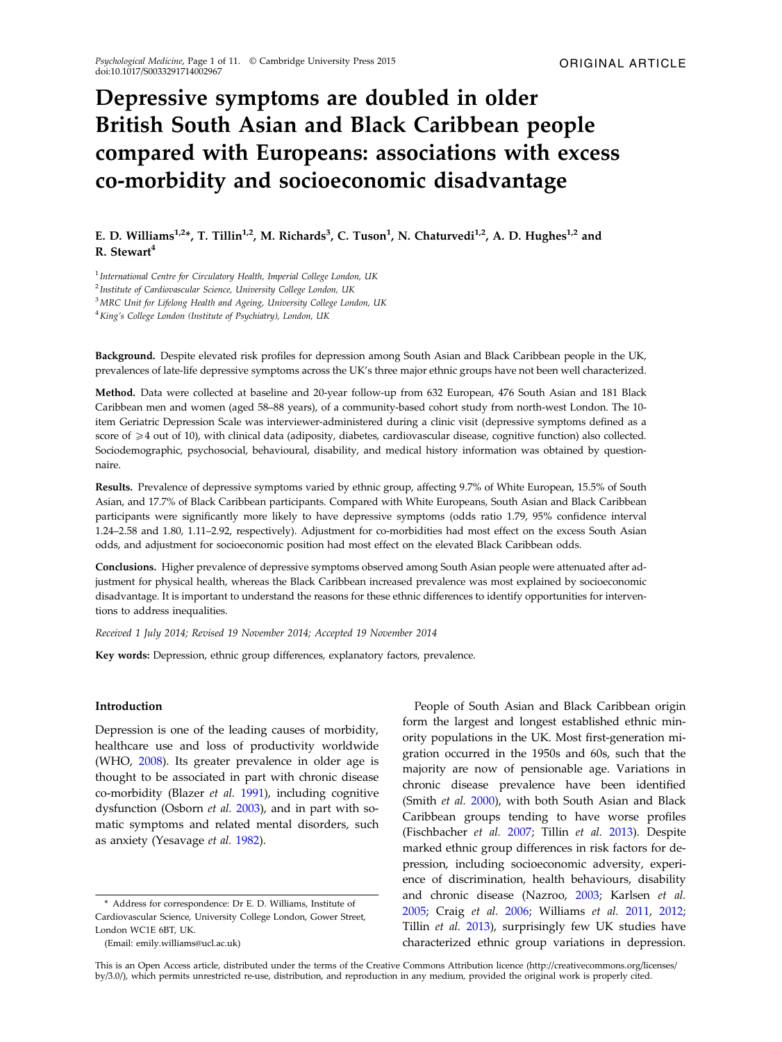ORIGINAL ARTICLE

# Depressive symptoms are doubled in older British South Asian and Black Caribbean people compared with Europeans: associations with excess co-morbidity and socioeconomic disadvantage

E. D. Williams[1,2]*, T. Tillin[1,2], M. Richards[3], C. Tuson[1], N. Chaturvedi[1,2], A. D. Hughes[1,2] and R. Stewart[4]

[1] *International Centre for Circulatory Health, Imperial College London, UK*
[2] *Institute of Cardiovascular Science, University College London, UK*
[3] *MRC Unit for Lifelong Health and Ageing, University College London, UK*
[4] *King's College London (Institute of Psychiatry), London, UK*

**Background.** Despite elevated risk profiles for depression among South Asian and Black Caribbean people in the UK, prevalences of late-life depressive symptoms across the UK's three major ethnic groups have not been well characterized.

**Method.** Data were collected at baseline and 20-year follow-up from 632 European, 476 South Asian and 181 Black Caribbean men and women (aged 58–88 years), of a community-based cohort study from north-west London. The 10-item Geriatric Depression Scale was interviewer-administered during a clinic visit (depressive symptoms defined as a score of ⩾4 out of 10), with clinical data (adiposity, diabetes, cardiovascular disease, cognitive function) also collected. Sociodemographic, psychosocial, behavioural, disability, and medical history information was obtained by questionnaire.

**Results.** Prevalence of depressive symptoms varied by ethnic group, affecting 9.7% of White European, 15.5% of South Asian, and 17.7% of Black Caribbean participants. Compared with White Europeans, South Asian and Black Caribbean participants were significantly more likely to have depressive symptoms (odds ratio 1.79, 95% confidence interval 1.24–2.58 and 1.80, 1.11–2.92, respectively). Adjustment for co-morbidities had most effect on the excess South Asian odds, and adjustment for socioeconomic position had most effect on the elevated Black Caribbean odds.

**Conclusions.** Higher prevalence of depressive symptoms observed among South Asian people were attenuated after adjustment for physical health, whereas the Black Caribbean increased prevalence was most explained by socioeconomic disadvantage. It is important to understand the reasons for these ethnic differences to identify opportunities for interventions to address inequalities.

*Received 1 July 2014; Revised 19 November 2014; Accepted 19 November 2014*

**Key words:** Depression, ethnic group differences, explanatory factors, prevalence.

## Introduction

Depression is one of the leading causes of morbidity, healthcare use and loss of productivity worldwide (WHO, 2008). Its greater prevalence in older age is thought to be associated in part with chronic disease co-morbidity (Blazer *et al.* 1991), including cognitive dysfunction (Osborn *et al.* 2003), and in part with somatic symptoms and related mental disorders, such as anxiety (Yesavage *et al.* 1982).

People of South Asian and Black Caribbean origin form the largest and longest established ethnic minority populations in the UK. Most first-generation migration occurred in the 1950s and 60s, such that the majority are now of pensionable age. Variations in chronic disease prevalence have been identified (Smith *et al.* 2000), with both South Asian and Black Caribbean groups tending to have worse profiles (Fischbacher *et al.* 2007; Tillin *et al.* 2013). Despite marked ethnic group differences in risk factors for depression, including socioeconomic adversity, experience of discrimination, health behaviours, disability and chronic disease (Nazroo, 2003; Karlsen *et al.* 2005; Craig *et al.* 2006; Williams *et al.* 2011, 2012; Tillin *et al.* 2013), surprisingly few UK studies have characterized ethnic group variations in depression.

\* Address for correspondence: Dr E. D. Williams, Institute of Cardiovascular Science, University College London, Gower Street, London WC1E 6BT, UK.
(Email: emily.williams@ucl.ac.uk)

This is an Open Access article, distributed under the terms of the Creative Commons Attribution licence (http://creativecommons.org/licenses/by/3.0/), which permits unrestricted re-use, distribution, and reproduction in any medium, provided the original work is properly cited.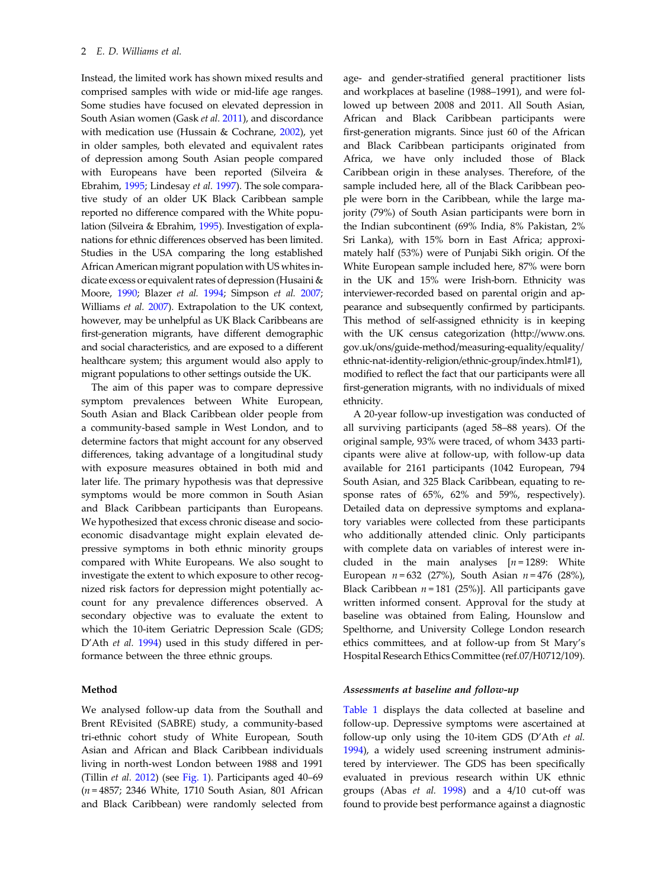Instead, the limited work has shown mixed results and comprised samples with wide or mid-life age ranges. Some studies have focused on elevated depression in South Asian women (Gask *et al.* 2011), and discordance with medication use (Hussain & Cochrane, 2002), yet in older samples, both elevated and equivalent rates of depression among South Asian people compared with Europeans have been reported (Silveira & Ebrahim, 1995; Lindesay *et al.* 1997). The sole comparative study of an older UK Black Caribbean sample reported no difference compared with the White population (Silveira & Ebrahim, 1995). Investigation of explanations for ethnic differences observed has been limited. Studies in the USA comparing the long established African American migrant population with US whites indicate excess or equivalent rates of depression (Husaini & Moore, 1990; Blazer *et al.* 1994; Simpson *et al.* 2007; Williams *et al.* 2007). Extrapolation to the UK context, however, may be unhelpful as UK Black Caribbeans are first-generation migrants, have different demographic and social characteristics, and are exposed to a different healthcare system; this argument would also apply to migrant populations to other settings outside the UK.

The aim of this paper was to compare depressive symptom prevalences between White European, South Asian and Black Caribbean older people from a community-based sample in West London, and to determine factors that might account for any observed differences, taking advantage of a longitudinal study with exposure measures obtained in both mid and later life. The primary hypothesis was that depressive symptoms would be more common in South Asian and Black Caribbean participants than Europeans. We hypothesized that excess chronic disease and socio-economic disadvantage might explain elevated depressive symptoms in both ethnic minority groups compared with White Europeans. We also sought to investigate the extent to which exposure to other recognized risk factors for depression might potentially account for any prevalence differences observed. A secondary objective was to evaluate the extent to which the 10-item Geriatric Depression Scale (GDS; D'Ath *et al.* 1994) used in this study differed in performance between the three ethnic groups.

## Method

We analysed follow-up data from the Southall and Brent REvisited (SABRE) study, a community-based tri-ethnic cohort study of White European, South Asian and African and Black Caribbean individuals living in north-west London between 1988 and 1991 (Tillin *et al.* 2012) (see Fig. 1). Participants aged 40–69 ($n$ = 4857; 2346 White, 1710 South Asian, 801 African and Black Caribbean) were randomly selected from age- and gender-stratified general practitioner lists and workplaces at baseline (1988–1991), and were followed up between 2008 and 2011. All South Asian, African and Black Caribbean participants were first-generation migrants. Since just 60 of the African and Black Caribbean participants originated from Africa, we have only included those of Black Caribbean origin in these analyses. Therefore, of the sample included here, all of the Black Caribbean people were born in the Caribbean, while the large majority (79%) of South Asian participants were born in the Indian subcontinent (69% India, 8% Pakistan, 2% Sri Lanka), with 15% born in East Africa; approximately half (53%) were of Punjabi Sikh origin. Of the White European sample included here, 87% were born in the UK and 15% were Irish-born. Ethnicity was interviewer-recorded based on parental origin and appearance and subsequently confirmed by participants. This method of self-assigned ethnicity is in keeping with the UK census categorization (http://www.ons.gov.uk/ons/guide-method/measuring-equality/equality/ethnic-nat-identity-religion/ethnic-group/index.html#1), modified to reflect the fact that our participants were all first-generation migrants, with no individuals of mixed ethnicity.

A 20-year follow-up investigation was conducted of all surviving participants (aged 58–88 years). Of the original sample, 93% were traced, of whom 3433 participants were alive at follow-up, with follow-up data available for 2161 participants (1042 European, 794 South Asian, and 325 Black Caribbean, equating to response rates of 65%, 62% and 59%, respectively). Detailed data on depressive symptoms and explanatory variables were collected from these participants who additionally attended clinic. Only participants with complete data on variables of interest were included in the main analyses [$n$ = 1289: White European $n$ = 632 (27%), South Asian $n$ = 476 (28%), Black Caribbean $n$ = 181 (25%)]. All participants gave written informed consent. Approval for the study at baseline was obtained from Ealing, Hounslow and Spelthorne, and University College London research ethics committees, and at follow-up from St Mary's Hospital Research Ethics Committee (ref.07/H0712/109).

### *Assessments at baseline and follow-up*

Table 1 displays the data collected at baseline and follow-up. Depressive symptoms were ascertained at follow-up only using the 10-item GDS (D'Ath *et al.* 1994), a widely used screening instrument administered by interviewer. The GDS has been specifically evaluated in previous research within UK ethnic groups (Abas *et al.* 1998) and a 4/10 cut-off was found to provide best performance against a diagnostic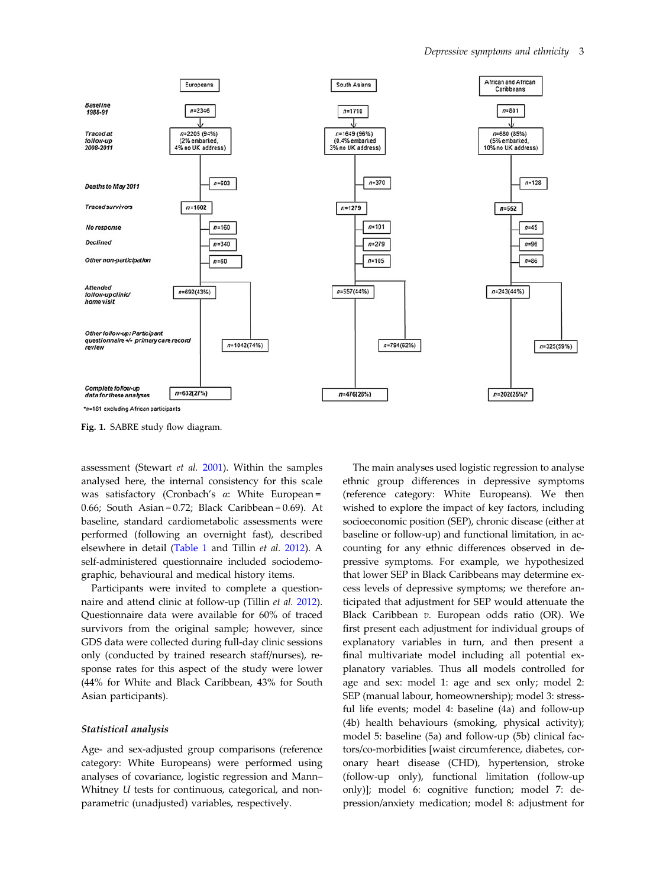| | Europeans | South Asians | African and African Caribbeans |
|---|---|---|---|
| Baseline 1988-91 | n=2346 | n=1710 | n=801 |
| Traced at follow-up 2008-2011 | n=2205 (94%) (2% embarked, 4% no UK address) | n=1649 (96%) (0.4% embarked, 3% no UK address) | n=680 (85%) (5% embarked, 10% no UK address) |
| Deaths to May 2011 | n=603 | n=370 | n=128 |
| Traced survivors | n=1602 | n=1279 | n=552 |
| No response | n=160 | n=101 | n=45 |
| Declined | n=340 | n=279 | n=96 |
| Other non-participation | n=60 | n=105 | n=86 |
| Attended follow-up clinic/ home visit | n=692(43%) | n=557(44%) | n=243(44%) |
| Other follow-up: Participant questionnaire +/- primary care record review | n=1042(74%) | n=794(62%) | n=325(59%) |
| Complete follow-up data for these analyses | n=632(27%) | n=476(28%) | n=202(25%)* |

*n=181 excluding African participants

**Fig. 1.** SABRE study flow diagram.

assessment (Stewart *et al.* 2001). Within the samples analysed here, the internal consistency for this scale was satisfactory (Cronbach's $\alpha$: White European = 0.66; South Asian = 0.72; Black Caribbean = 0.69). At baseline, standard cardiometabolic assessments were performed (following an overnight fast), described elsewhere in detail (Table 1 and Tillin *et al.* 2012). A self-administered questionnaire included sociodemographic, behavioural and medical history items.

Participants were invited to complete a questionnaire and attend clinic at follow-up (Tillin *et al.* 2012). Questionnaire data were available for 60% of traced survivors from the original sample; however, since GDS data were collected during full-day clinic sessions only (conducted by trained research staff/nurses), response rates for this aspect of the study were lower (44% for White and Black Caribbean, 43% for South Asian participants).

### *Statistical analysis*

Age- and sex-adjusted group comparisons (reference category: White Europeans) were performed using analyses of covariance, logistic regression and Mann–Whitney *U* tests for continuous, categorical, and non-parametric (unadjusted) variables, respectively.

The main analyses used logistic regression to analyse ethnic group differences in depressive symptoms (reference category: White Europeans). We then wished to explore the impact of key factors, including socioeconomic position (SEP), chronic disease (either at baseline or follow-up) and functional limitation, in accounting for any ethnic differences observed in depressive symptoms. For example, we hypothesized that lower SEP in Black Caribbeans may determine excess levels of depressive symptoms; we therefore anticipated that adjustment for SEP would attenuate the Black Caribbean *v.* European odds ratio (OR). We first present each adjustment for individual groups of explanatory variables in turn, and then present a final multivariate model including all potential explanatory variables. Thus all models controlled for age and sex: model 1: age and sex only; model 2: SEP (manual labour, homeownership); model 3: stressful life events; model 4: baseline (4a) and follow-up (4b) health behaviours (smoking, physical activity); model 5: baseline (5a) and follow-up (5b) clinical factors/co-morbidities [waist circumference, diabetes, coronary heart disease (CHD), hypertension, stroke (follow-up only), functional limitation (follow-up only)]; model 6: cognitive function; model 7: depression/anxiety medication; model 8: adjustment for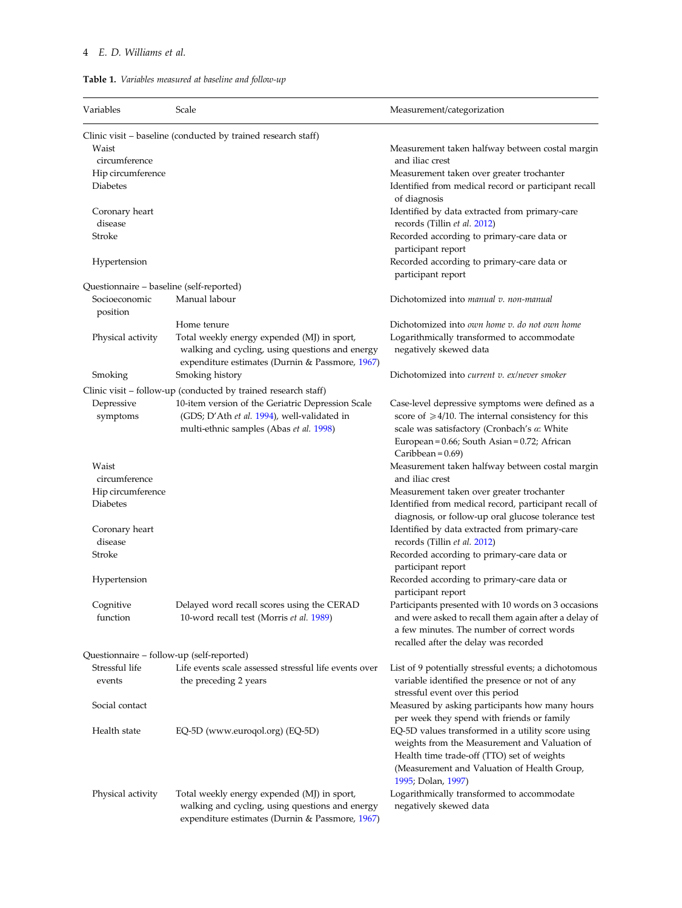**Table 1.** *Variables measured at baseline and follow-up*

| Variables | Scale | Measurement/categorization |
|---|---|---|
| Clinic visit – baseline (conducted by trained research staff) | | |
| Waist circumference | | Measurement taken halfway between costal margin and iliac crest |
| Hip circumference | | Measurement taken over greater trochanter |
| Diabetes | | Identified from medical record or participant recall of diagnosis |
| Coronary heart disease | | Identified by data extracted from primary-care records (Tillin *et al.* 2012) |
| Stroke | | Recorded according to primary-care data or participant report |
| Hypertension | | Recorded according to primary-care data or participant report |
| Questionnaire – baseline (self-reported) | | |
| Socioeconomic position | Manual labour | Dichotomized into *manual v. non-manual* |
| | Home tenure | Dichotomized into *own home v. do not own home* |
| Physical activity | Total weekly energy expended (MJ) in sport, walking and cycling, using questions and energy expenditure estimates (Durnin & Passmore, 1967) | Logarithmically transformed to accommodate negatively skewed data |
| Smoking | Smoking history | Dichotomized into *current v. ex/never smoker* |
| Clinic visit – follow-up (conducted by trained research staff) | | |
| Depressive symptoms | 10-item version of the Geriatric Depression Scale (GDS; D'Ath *et al.* 1994), well-validated in multi-ethnic samples (Abas *et al.* 1998) | Case-level depressive symptoms were defined as a score of $\geqslant 4/10$. The internal consistency for this scale was satisfactory (Cronbach's $\alpha$: White European = 0.66; South Asian = 0.72; African Caribbean = 0.69) |
| Waist circumference | | Measurement taken halfway between costal margin and iliac crest |
| Hip circumference | | Measurement taken over greater trochanter |
| Diabetes | | Identified from medical record, participant recall of diagnosis, or follow-up oral glucose tolerance test |
| Coronary heart disease | | Identified by data extracted from primary-care records (Tillin *et al.* 2012) |
| Stroke | | Recorded according to primary-care data or participant report |
| Hypertension | | Recorded according to primary-care data or participant report |
| Cognitive function | Delayed word recall scores using the CERAD 10-word recall test (Morris *et al.* 1989) | Participants presented with 10 words on 3 occasions and were asked to recall them again after a delay of a few minutes. The number of correct words recalled after the delay was recorded |
| Questionnaire – follow-up (self-reported) | | |
| Stressful life events | Life events scale assessed stressful life events over the preceding 2 years | List of 9 potentially stressful events; a dichotomous variable identified the presence or not of any stressful event over this period |
| Social contact | | Measured by asking participants how many hours per week they spend with friends or family |
| Health state | EQ-5D (www.euroqol.org) (EQ-5D) | EQ-5D values transformed in a utility score using weights from the Measurement and Valuation of Health time trade-off (TTO) set of weights (Measurement and Valuation of Health Group, 1995; Dolan, 1997) |
| Physical activity | Total weekly energy expended (MJ) in sport, walking and cycling, using questions and energy expenditure estimates (Durnin & Passmore, 1967) | Logarithmically transformed to accommodate negatively skewed data |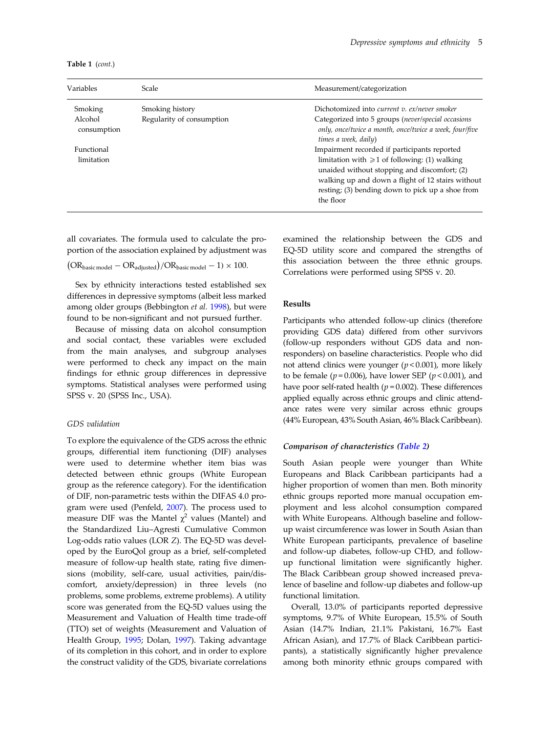**Table 1** (*cont.*)

| Variables | Scale | Measurement/categorization |
|---|---|---|
| Smoking | Smoking history | Dichotomized into *current v. ex/never smoker* |
| Alcohol consumption | Regularity of consumption | Categorized into 5 groups (*never/special occasions only, once/twice a month, once/twice a week, four/five times a week, daily*) |
| Functional limitation | | Impairment recorded if participants reported limitation with ⩾1 of following: (1) walking unaided without stopping and discomfort; (2) walking up and down a flight of 12 stairs without resting; (3) bending down to pick up a shoe from the floor |

all covariates. The formula used to calculate the proportion of the association explained by adjustment was $(\text{OR}_{\text{basic model}} - \text{OR}_{\text{adjusted}})/\text{OR}_{\text{basic model}} - 1) \times 100$.

Sex by ethnicity interactions tested established sex differences in depressive symptoms (albeit less marked among older groups (Bebbington *et al.* 1998), but were found to be non-significant and not pursued further.

Because of missing data on alcohol consumption and social contact, these variables were excluded from the main analyses, and subgroup analyses were performed to check any impact on the main findings for ethnic group differences in depressive symptoms. Statistical analyses were performed using SPSS v. 20 (SPSS Inc., USA).

### *GDS validation*

To explore the equivalence of the GDS across the ethnic groups, differential item functioning (DIF) analyses were used to determine whether item bias was detected between ethnic groups (White European group as the reference category). For the identification of DIF, non-parametric tests within the DIFAS 4.0 program were used (Penfeld, 2007). The process used to measure DIF was the Mantel $\chi^2$ values (Mantel) and the Standardized Liu–Agresti Cumulative Common Log-odds ratio values (LOR *Z*). The EQ-5D was developed by the EuroQol group as a brief, self-completed measure of follow-up health state, rating five dimensions (mobility, self-care, usual activities, pain/discomfort, anxiety/depression) in three levels (no problems, some problems, extreme problems). A utility score was generated from the EQ-5D values using the Measurement and Valuation of Health time trade-off (TTO) set of weights (Measurement and Valuation of Health Group, 1995; Dolan, 1997). Taking advantage of its completion in this cohort, and in order to explore the construct validity of the GDS, bivariate correlations examined the relationship between the GDS and EQ-5D utility score and compared the strengths of this association between the three ethnic groups. Correlations were performed using SPSS v. 20.

## Results

Participants who attended follow-up clinics (therefore providing GDS data) differed from other survivors (follow-up responders without GDS data and non-responders) on baseline characteristics. People who did not attend clinics were younger ($p < 0.001$), more likely to be female ($p = 0.006$), have lower SEP ($p < 0.001$), and have poor self-rated health ($p = 0.002$). These differences applied equally across ethnic groups and clinic attendance rates were very similar across ethnic groups (44% European, 43% South Asian, 46% Black Caribbean).

### *Comparison of characteristics (Table 2)*

South Asian people were younger than White Europeans and Black Caribbean participants had a higher proportion of women than men. Both minority ethnic groups reported more manual occupation employment and less alcohol consumption compared with White Europeans. Although baseline and follow-up waist circumference was lower in South Asian than White European participants, prevalence of baseline and follow-up diabetes, follow-up CHD, and follow-up functional limitation were significantly higher. The Black Caribbean group showed increased prevalence of baseline and follow-up diabetes and follow-up functional limitation.

Overall, 13.0% of participants reported depressive symptoms, 9.7% of White European, 15.5% of South Asian (14.7% Indian, 21.1% Pakistani, 16.7% East African Asian), and 17.7% of Black Caribbean participants), a statistically significantly higher prevalence among both minority ethnic groups compared with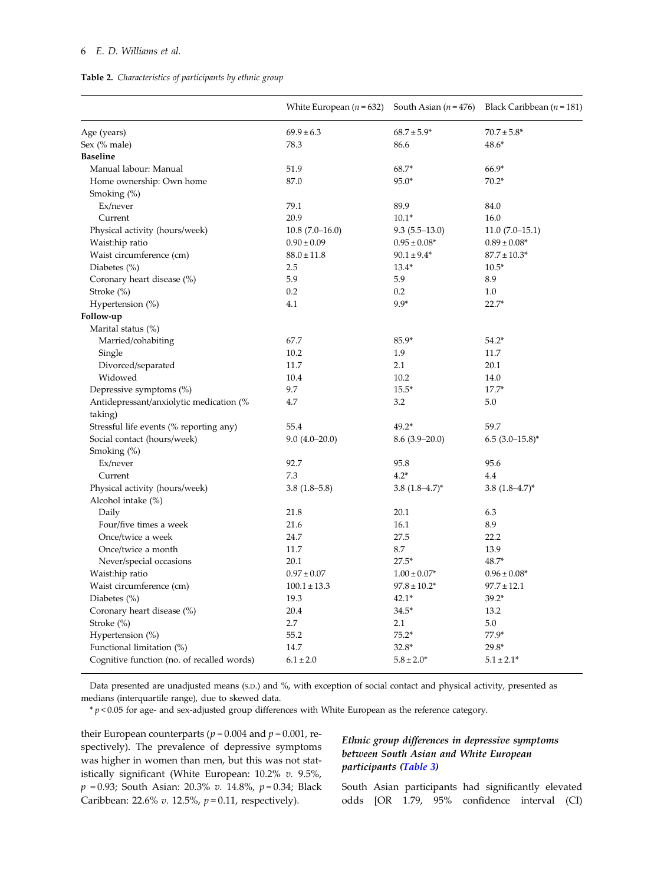**Table 2.** *Characteristics of participants by ethnic group*

| | White European ($n = 632$) | South Asian ($n = 476$) | Black Caribbean ($n = 181$) |
|---|---|---|---|
| Age (years) | 69.9 ± 6.3 | 68.7 ± 5.9* | 70.7 ± 5.8* |
| Sex (% male) | 78.3 | 86.6 | 48.6* |
| **Baseline** | | | |
| Manual labour: Manual | 51.9 | 68.7* | 66.9* |
| Home ownership: Own home | 87.0 | 95.0* | 70.2* |
| Smoking (%) | | | |
| Ex/never | 79.1 | 89.9 | 84.0 |
| Current | 20.9 | 10.1* | 16.0 |
| Physical activity (hours/week) | 10.8 (7.0–16.0) | 9.3 (5.5–13.0) | 11.0 (7.0–15.1) |
| Waist:hip ratio | 0.90 ± 0.09 | 0.95 ± 0.08* | 0.89 ± 0.08* |
| Waist circumference (cm) | 88.0 ± 11.8 | 90.1 ± 9.4* | 87.7 ± 10.3* |
| Diabetes (%) | 2.5 | 13.4* | 10.5* |
| Coronary heart disease (%) | 5.9 | 5.9 | 8.9 |
| Stroke (%) | 0.2 | 0.2 | 1.0 |
| Hypertension (%) | 4.1 | 9.9* | 22.7* |
| **Follow-up** | | | |
| Marital status (%) | | | |
| Married/cohabiting | 67.7 | 85.9* | 54.2* |
| Single | 10.2 | 1.9 | 11.7 |
| Divorced/separated | 11.7 | 2.1 | 20.1 |
| Widowed | 10.4 | 10.2 | 14.0 |
| Depressive symptoms (%) | 9.7 | 15.5* | 17.7* |
| Antidepressant/anxiolytic medication (% taking) | 4.7 | 3.2 | 5.0 |
| Stressful life events (% reporting any) | 55.4 | 49.2* | 59.7 |
| Social contact (hours/week) | 9.0 (4.0–20.0) | 8.6 (3.9–20.0) | 6.5 (3.0–15.8)* |
| Smoking (%) | | | |
| Ex/never | 92.7 | 95.8 | 95.6 |
| Current | 7.3 | 4.2* | 4.4 |
| Physical activity (hours/week) | 3.8 (1.8–5.8) | 3.8 (1.8–4.7)* | 3.8 (1.8–4.7)* |
| Alcohol intake (%) | | | |
| Daily | 21.8 | 20.1 | 6.3 |
| Four/five times a week | 21.6 | 16.1 | 8.9 |
| Once/twice a week | 24.7 | 27.5 | 22.2 |
| Once/twice a month | 11.7 | 8.7 | 13.9 |
| Never/special occasions | 20.1 | 27.5* | 48.7* |
| Waist:hip ratio | 0.97 ± 0.07 | 1.00 ± 0.07* | 0.96 ± 0.08* |
| Waist circumference (cm) | 100.1 ± 13.3 | 97.8 ± 10.2* | 97.7 ± 12.1 |
| Diabetes (%) | 19.3 | 42.1* | 39.2* |
| Coronary heart disease (%) | 20.4 | 34.5* | 13.2 |
| Stroke (%) | 2.7 | 2.1 | 5.0 |
| Hypertension (%) | 55.2 | 75.2* | 77.9* |
| Functional limitation (%) | 14.7 | 32.8* | 29.8* |
| Cognitive function (no. of recalled words) | 6.1 ± 2.0 | 5.8 ± 2.0* | 5.1 ± 2.1* |

Data presented are unadjusted means (S.D.) and %, with exception of social contact and physical activity, presented as medians (interquartile range), due to skewed data.

* $p < 0.05$ for age- and sex-adjusted group differences with White European as the reference category.

their European counterparts ($p = 0.004$ and $p = 0.001$, respectively). The prevalence of depressive symptoms was higher in women than men, but this was not statistically significant (White European: 10.2% *v.* 9.5%, $p = 0.93$; South Asian: 20.3% *v.* 14.8%, $p = 0.34$; Black Caribbean: 22.6% *v.* 12.5%, $p = 0.11$, respectively).

### *Ethnic group differences in depressive symptoms between South Asian and White European participants (Table 3)*

South Asian participants had significantly elevated odds [OR 1.79, 95% confidence interval (CI)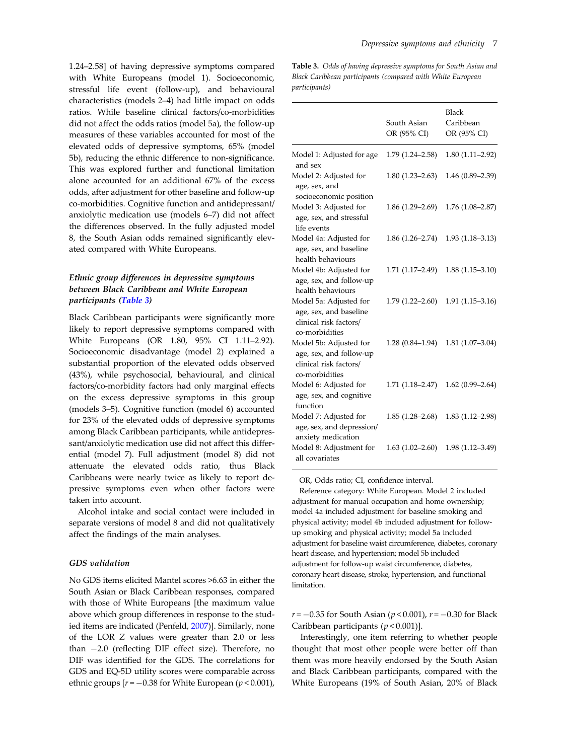1.24–2.58] of having depressive symptoms compared with White Europeans (model 1). Socioeconomic, stressful life event (follow-up), and behavioural characteristics (models 2–4) had little impact on odds ratios. While baseline clinical factors/co-morbidities did not affect the odds ratios (model 5a), the follow-up measures of these variables accounted for most of the elevated odds of depressive symptoms, 65% (model 5b), reducing the ethnic difference to non-significance. This was explored further and functional limitation alone accounted for an additional 67% of the excess odds, after adjustment for other baseline and follow-up co-morbidities. Cognitive function and antidepressant/anxiolytic medication use (models 6–7) did not affect the differences observed. In the fully adjusted model 8, the South Asian odds remained significantly elevated compared with White Europeans.

### *Ethnic group differences in depressive symptoms between Black Caribbean and White European participants (Table 3)*

Black Caribbean participants were significantly more likely to report depressive symptoms compared with White Europeans (OR 1.80, 95% CI 1.11–2.92). Socioeconomic disadvantage (model 2) explained a substantial proportion of the elevated odds observed (43%), while psychosocial, behavioural, and clinical factors/co-morbidity factors had only marginal effects on the excess depressive symptoms in this group (models 3–5). Cognitive function (model 6) accounted for 23% of the elevated odds of depressive symptoms among Black Caribbean participants, while antidepressant/anxiolytic medication use did not affect this differential (model 7). Full adjustment (model 8) did not attenuate the elevated odds ratio, thus Black Caribbeans were nearly twice as likely to report depressive symptoms even when other factors were taken into account.

Alcohol intake and social contact were included in separate versions of model 8 and did not qualitatively affect the findings of the main analyses.

### *GDS validation*

No GDS items elicited Mantel scores >6.63 in either the South Asian or Black Caribbean responses, compared with those of White Europeans [the maximum value above which group differences in response to the studied items are indicated (Penfeld, 2007)]. Similarly, none of the LOR $Z$ values were greater than 2.0 or less than −2.0 (reflecting DIF effect size). Therefore, no DIF was identified for the GDS. The correlations for GDS and EQ-5D utility scores were comparable across ethnic groups [$r = -0.38$ for White European ($p < 0.001$), $r = -0.35$ for South Asian ($p < 0.001$), $r = -0.30$ for Black Caribbean participants ($p < 0.001$)].

Interestingly, one item referring to whether people thought that most other people were better off than them was more heavily endorsed by the South Asian and Black Caribbean participants, compared with the White Europeans (19% of South Asian, 20% of Black

**Table 3.** *Odds of having depressive symptoms for South Asian and Black Caribbean participants (compared with White European participants)*

| | South Asian OR (95% CI) | Black Caribbean OR (95% CI) |
|---|---|---|
| Model 1: Adjusted for age and sex | 1.79 (1.24–2.58) | 1.80 (1.11–2.92) |
| Model 2: Adjusted for age, sex, and socioeconomic position | 1.80 (1.23–2.63) | 1.46 (0.89–2.39) |
| Model 3: Adjusted for age, sex, and stressful life events | 1.86 (1.29–2.69) | 1.76 (1.08–2.87) |
| Model 4a: Adjusted for age, sex, and baseline health behaviours | 1.86 (1.26–2.74) | 1.93 (1.18–3.13) |
| Model 4b: Adjusted for age, sex, and follow-up health behaviours | 1.71 (1.17–2.49) | 1.88 (1.15–3.10) |
| Model 5a: Adjusted for age, sex, and baseline clinical risk factors/co-morbidities | 1.79 (1.22–2.60) | 1.91 (1.15–3.16) |
| Model 5b: Adjusted for age, sex, and follow-up clinical risk factors/co-morbidities | 1.28 (0.84–1.94) | 1.81 (1.07–3.04) |
| Model 6: Adjusted for age, sex, and cognitive function | 1.71 (1.18–2.47) | 1.62 (0.99–2.64) |
| Model 7: Adjusted for age, sex, and depression/anxiety medication | 1.85 (1.28–2.68) | 1.83 (1.12–2.98) |
| Model 8: Adjustment for all covariates | 1.63 (1.02–2.60) | 1.98 (1.12–3.49) |

OR, Odds ratio; CI, confidence interval.

Reference category: White European. Model 2 included adjustment for manual occupation and home ownership; model 4a included adjustment for baseline smoking and physical activity; model 4b included adjustment for follow-up smoking and physical activity; model 5a included adjustment for baseline waist circumference, diabetes, coronary heart disease, and hypertension; model 5b included adjustment for follow-up waist circumference, diabetes, coronary heart disease, stroke, hypertension, and functional limitation.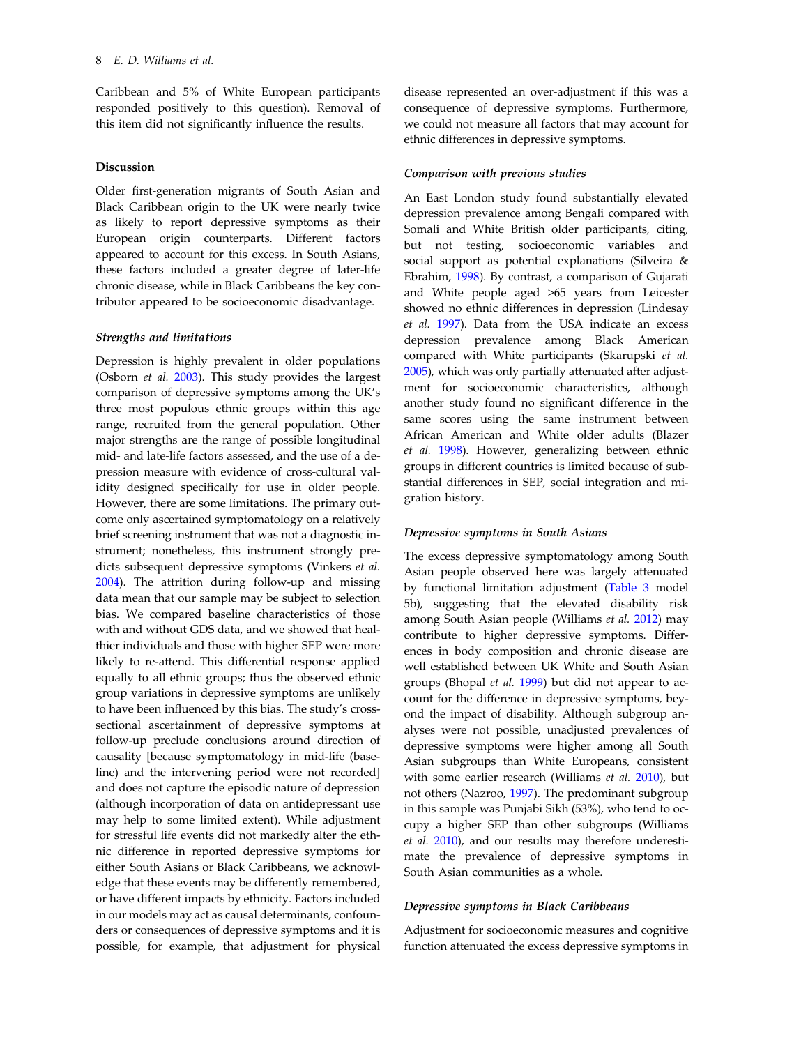Caribbean and 5% of White European participants responded positively to this question). Removal of this item did not significantly influence the results.

## Discussion

Older first-generation migrants of South Asian and Black Caribbean origin to the UK were nearly twice as likely to report depressive symptoms as their European origin counterparts. Different factors appeared to account for this excess. In South Asians, these factors included a greater degree of later-life chronic disease, while in Black Caribbeans the key contributor appeared to be socioeconomic disadvantage.

### *Strengths and limitations*

Depression is highly prevalent in older populations (Osborn *et al.* 2003). This study provides the largest comparison of depressive symptoms among the UK's three most populous ethnic groups within this age range, recruited from the general population. Other major strengths are the range of possible longitudinal mid- and late-life factors assessed, and the use of a depression measure with evidence of cross-cultural validity designed specifically for use in older people. However, there are some limitations. The primary outcome only ascertained symptomatology on a relatively brief screening instrument that was not a diagnostic instrument; nonetheless, this instrument strongly predicts subsequent depressive symptoms (Vinkers *et al.* 2004). The attrition during follow-up and missing data mean that our sample may be subject to selection bias. We compared baseline characteristics of those with and without GDS data, and we showed that healthier individuals and those with higher SEP were more likely to re-attend. This differential response applied equally to all ethnic groups; thus the observed ethnic group variations in depressive symptoms are unlikely to have been influenced by this bias. The study's cross-sectional ascertainment of depressive symptoms at follow-up preclude conclusions around direction of causality [because symptomatology in mid-life (baseline) and the intervening period were not recorded] and does not capture the episodic nature of depression (although incorporation of data on antidepressant use may help to some limited extent). While adjustment for stressful life events did not markedly alter the ethnic difference in reported depressive symptoms for either South Asians or Black Caribbeans, we acknowledge that these events may be differently remembered, or have different impacts by ethnicity. Factors included in our models may act as causal determinants, confounders or consequences of depressive symptoms and it is possible, for example, that adjustment for physical disease represented an over-adjustment if this was a consequence of depressive symptoms. Furthermore, we could not measure all factors that may account for ethnic differences in depressive symptoms.

### *Comparison with previous studies*

An East London study found substantially elevated depression prevalence among Bengali compared with Somali and White British older participants, citing, but not testing, socioeconomic variables and social support as potential explanations (Silveira & Ebrahim, 1998). By contrast, a comparison of Gujarati and White people aged >65 years from Leicester showed no ethnic differences in depression (Lindesay *et al.* 1997). Data from the USA indicate an excess depression prevalence among Black American compared with White participants (Skarupski *et al.* 2005), which was only partially attenuated after adjustment for socioeconomic characteristics, although another study found no significant difference in the same scores using the same instrument between African American and White older adults (Blazer *et al.* 1998). However, generalizing between ethnic groups in different countries is limited because of substantial differences in SEP, social integration and migration history.

### *Depressive symptoms in South Asians*

The excess depressive symptomatology among South Asian people observed here was largely attenuated by functional limitation adjustment (Table 3 model 5b), suggesting that the elevated disability risk among South Asian people (Williams *et al.* 2012) may contribute to higher depressive symptoms. Differences in body composition and chronic disease are well established between UK White and South Asian groups (Bhopal *et al.* 1999) but did not appear to account for the difference in depressive symptoms, beyond the impact of disability. Although subgroup analyses were not possible, unadjusted prevalences of depressive symptoms were higher among all South Asian subgroups than White Europeans, consistent with some earlier research (Williams *et al.* 2010), but not others (Nazroo, 1997). The predominant subgroup in this sample was Punjabi Sikh (53%), who tend to occupy a higher SEP than other subgroups (Williams *et al.* 2010), and our results may therefore underestimate the prevalence of depressive symptoms in South Asian communities as a whole.

### *Depressive symptoms in Black Caribbeans*

Adjustment for socioeconomic measures and cognitive function attenuated the excess depressive symptoms in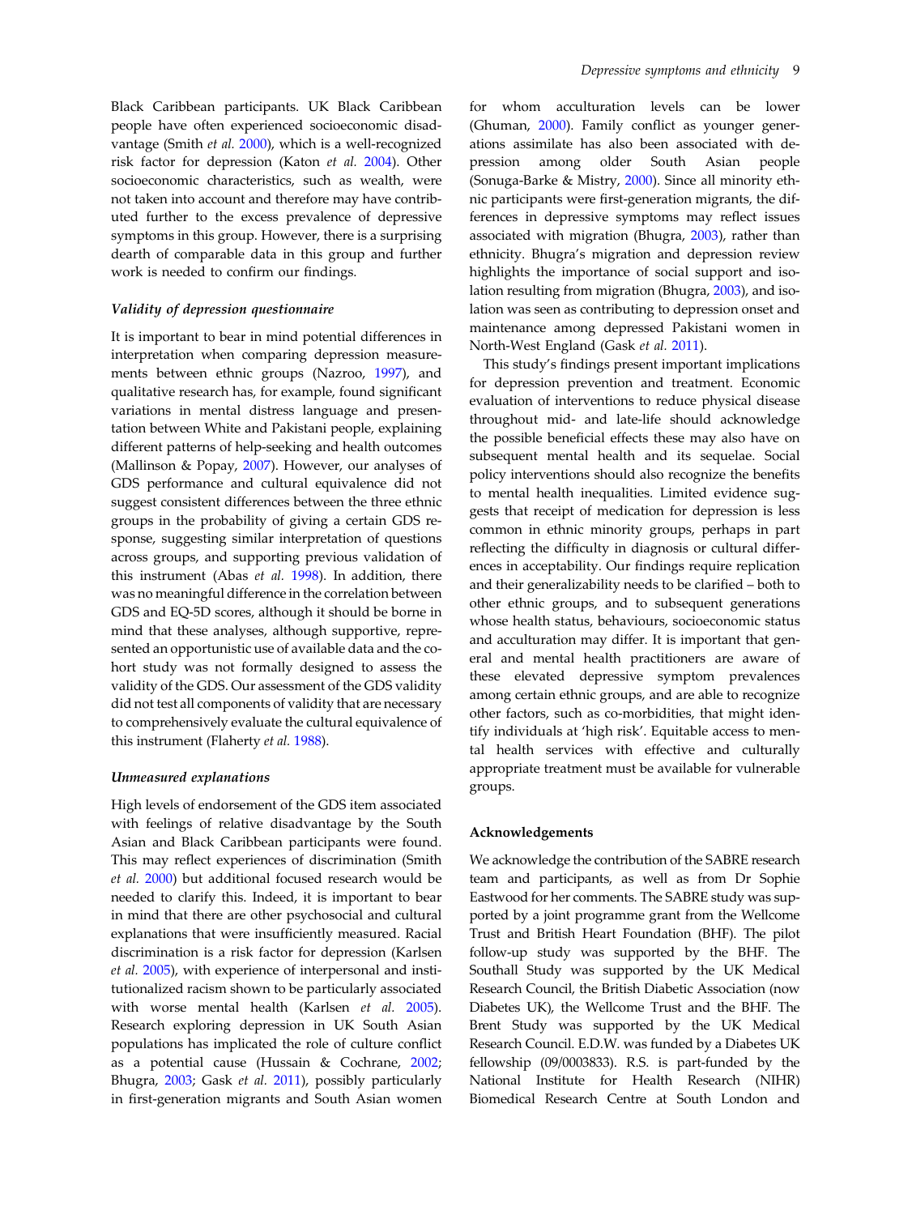Black Caribbean participants. UK Black Caribbean people have often experienced socioeconomic disadvantage (Smith *et al.* 2000), which is a well-recognized risk factor for depression (Katon *et al.* 2004). Other socioeconomic characteristics, such as wealth, were not taken into account and therefore may have contributed further to the excess prevalence of depressive symptoms in this group. However, there is a surprising dearth of comparable data in this group and further work is needed to confirm our findings.

### *Validity of depression questionnaire*

It is important to bear in mind potential differences in interpretation when comparing depression measurements between ethnic groups (Nazroo, 1997), and qualitative research has, for example, found significant variations in mental distress language and presentation between White and Pakistani people, explaining different patterns of help-seeking and health outcomes (Mallinson & Popay, 2007). However, our analyses of GDS performance and cultural equivalence did not suggest consistent differences between the three ethnic groups in the probability of giving a certain GDS response, suggesting similar interpretation of questions across groups, and supporting previous validation of this instrument (Abas *et al.* 1998). In addition, there was no meaningful difference in the correlation between GDS and EQ-5D scores, although it should be borne in mind that these analyses, although supportive, represented an opportunistic use of available data and the cohort study was not formally designed to assess the validity of the GDS. Our assessment of the GDS validity did not test all components of validity that are necessary to comprehensively evaluate the cultural equivalence of this instrument (Flaherty *et al.* 1988).

### *Unmeasured explanations*

High levels of endorsement of the GDS item associated with feelings of relative disadvantage by the South Asian and Black Caribbean participants were found. This may reflect experiences of discrimination (Smith *et al.* 2000) but additional focused research would be needed to clarify this. Indeed, it is important to bear in mind that there are other psychosocial and cultural explanations that were insufficiently measured. Racial discrimination is a risk factor for depression (Karlsen *et al.* 2005), with experience of interpersonal and institutionalized racism shown to be particularly associated with worse mental health (Karlsen *et al.* 2005). Research exploring depression in UK South Asian populations has implicated the role of culture conflict as a potential cause (Hussain & Cochrane, 2002; Bhugra, 2003; Gask *et al.* 2011), possibly particularly in first-generation migrants and South Asian women for whom acculturation levels can be lower (Ghuman, 2000). Family conflict as younger generations assimilate has also been associated with depression among older South Asian people (Sonuga-Barke & Mistry, 2000). Since all minority ethnic participants were first-generation migrants, the differences in depressive symptoms may reflect issues associated with migration (Bhugra, 2003), rather than ethnicity. Bhugra's migration and depression review highlights the importance of social support and isolation resulting from migration (Bhugra, 2003), and isolation was seen as contributing to depression onset and maintenance among depressed Pakistani women in North-West England (Gask *et al.* 2011).

This study's findings present important implications for depression prevention and treatment. Economic evaluation of interventions to reduce physical disease throughout mid- and late-life should acknowledge the possible beneficial effects these may also have on subsequent mental health and its sequelae. Social policy interventions should also recognize the benefits to mental health inequalities. Limited evidence suggests that receipt of medication for depression is less common in ethnic minority groups, perhaps in part reflecting the difficulty in diagnosis or cultural differences in acceptability. Our findings require replication and their generalizability needs to be clarified – both to other ethnic groups, and to subsequent generations whose health status, behaviours, socioeconomic status and acculturation may differ. It is important that general and mental health practitioners are aware of these elevated depressive symptom prevalences among certain ethnic groups, and are able to recognize other factors, such as co-morbidities, that might identify individuals at 'high risk'. Equitable access to mental health services with effective and culturally appropriate treatment must be available for vulnerable groups.

## Acknowledgements

We acknowledge the contribution of the SABRE research team and participants, as well as from Dr Sophie Eastwood for her comments. The SABRE study was supported by a joint programme grant from the Wellcome Trust and British Heart Foundation (BHF). The pilot follow-up study was supported by the BHF. The Southall Study was supported by the UK Medical Research Council, the British Diabetic Association (now Diabetes UK), the Wellcome Trust and the BHF. The Brent Study was supported by the UK Medical Research Council. E.D.W. was funded by a Diabetes UK fellowship (09/0003833). R.S. is part-funded by the National Institute for Health Research (NIHR) Biomedical Research Centre at South London and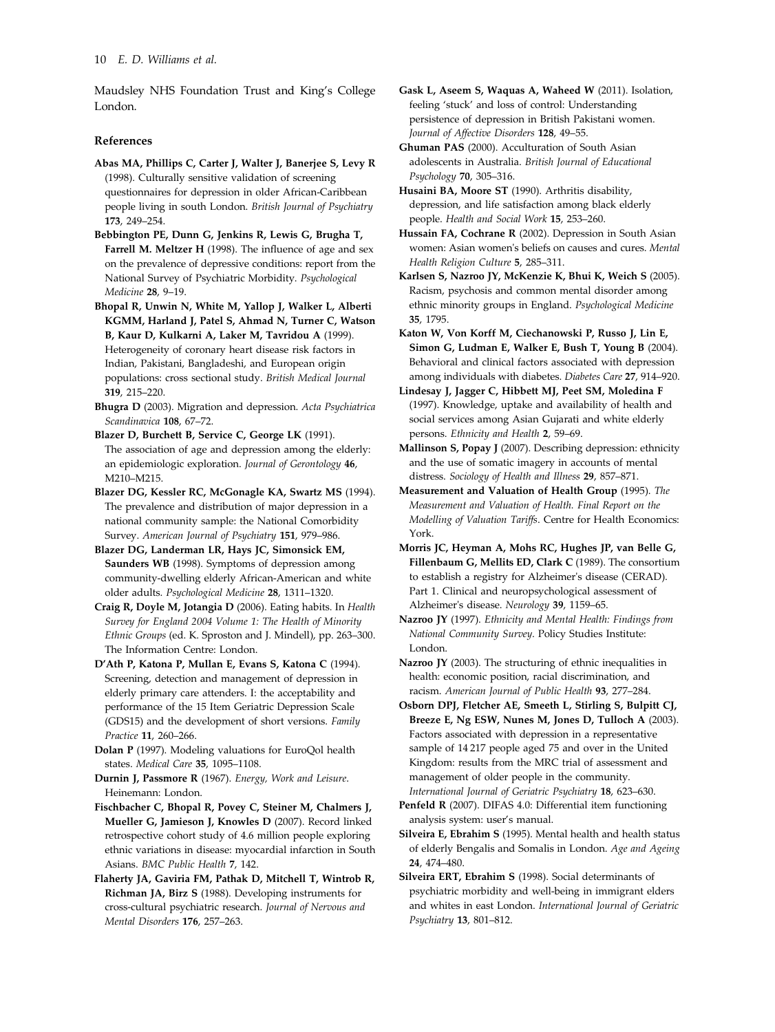Maudsley NHS Foundation Trust and King's College London.

## References

**Abas MA, Phillips C, Carter J, Walter J, Banerjee S, Levy R** (1998). Culturally sensitive validation of screening questionnaires for depression in older African-Caribbean people living in south London. *British Journal of Psychiatry* **173**, 249–254.

**Bebbington PE, Dunn G, Jenkins R, Lewis G, Brugha T, Farrell M. Meltzer H** (1998). The influence of age and sex on the prevalence of depressive conditions: report from the National Survey of Psychiatric Morbidity. *Psychological Medicine* **28**, 9–19.

**Bhopal R, Unwin N, White M, Yallop J, Walker L, Alberti KGMM, Harland J, Patel S, Ahmad N, Turner C, Watson B, Kaur D, Kulkarni A, Laker M, Tavridou A** (1999). Heterogeneity of coronary heart disease risk factors in Indian, Pakistani, Bangladeshi, and European origin populations: cross sectional study. *British Medical Journal* **319**, 215–220.

**Bhugra D** (2003). Migration and depression. *Acta Psychiatrica Scandinavica* **108**, 67–72.

**Blazer D, Burchett B, Service C, George LK** (1991). The association of age and depression among the elderly: an epidemiologic exploration. *Journal of Gerontology* **46**, M210–M215.

**Blazer DG, Kessler RC, McGonagle KA, Swartz MS** (1994). The prevalence and distribution of major depression in a national community sample: the National Comorbidity Survey. *American Journal of Psychiatry* **151**, 979–986.

**Blazer DG, Landerman LR, Hays JC, Simonsick EM, Saunders WB** (1998). Symptoms of depression among community-dwelling elderly African-American and white older adults. *Psychological Medicine* **28**, 1311–1320.

**Craig R, Doyle M, Jotangia D** (2006). Eating habits. In *Health Survey for England 2004 Volume 1: The Health of Minority Ethnic Groups* (ed. K. Sproston and J. Mindell), pp. 263–300. The Information Centre: London.

**D'Ath P, Katona P, Mullan E, Evans S, Katona C** (1994). Screening, detection and management of depression in elderly primary care attenders. I: the acceptability and performance of the 15 Item Geriatric Depression Scale (GDS15) and the development of short versions. *Family Practice* **11**, 260–266.

**Dolan P** (1997). Modeling valuations for EuroQol health states. *Medical Care* **35**, 1095–1108.

**Durnin J, Passmore R** (1967). *Energy, Work and Leisure*. Heinemann: London.

**Fischbacher C, Bhopal R, Povey C, Steiner M, Chalmers J, Mueller G, Jamieson J, Knowles D** (2007). Record linked retrospective cohort study of 4.6 million people exploring ethnic variations in disease: myocardial infarction in South Asians. *BMC Public Health* **7**, 142.

**Flaherty JA, Gaviria FM, Pathak D, Mitchell T, Wintrob R, Richman JA, Birz S** (1988). Developing instruments for cross-cultural psychiatric research. *Journal of Nervous and Mental Disorders* **176**, 257–263.

**Gask L, Aseem S, Waquas A, Waheed W** (2011). Isolation, feeling 'stuck' and loss of control: Understanding persistence of depression in British Pakistani women. *Journal of Affective Disorders* **128**, 49–55.

**Ghuman PAS** (2000). Acculturation of South Asian adolescents in Australia. *British Journal of Educational Psychology* **70**, 305–316.

**Husaini BA, Moore ST** (1990). Arthritis disability, depression, and life satisfaction among black elderly people. *Health and Social Work* **15**, 253–260.

**Hussain FA, Cochrane R** (2002). Depression in South Asian women: Asian women's beliefs on causes and cures. *Mental Health Religion Culture* **5**, 285–311.

**Karlsen S, Nazroo JY, McKenzie K, Bhui K, Weich S** (2005). Racism, psychosis and common mental disorder among ethnic minority groups in England. *Psychological Medicine* **35**, 1795.

**Katon W, Von Korff M, Ciechanowski P, Russo J, Lin E, Simon G, Ludman E, Walker E, Bush T, Young B** (2004). Behavioral and clinical factors associated with depression among individuals with diabetes. *Diabetes Care* **27**, 914–920.

**Lindesay J, Jagger C, Hibbett MJ, Peet SM, Moledina F** (1997). Knowledge, uptake and availability of health and social services among Asian Gujarati and white elderly persons. *Ethnicity and Health* **2**, 59–69.

**Mallinson S, Popay J** (2007). Describing depression: ethnicity and the use of somatic imagery in accounts of mental distress. *Sociology of Health and Illness* **29**, 857–871.

**Measurement and Valuation of Health Group** (1995). *The Measurement and Valuation of Health. Final Report on the Modelling of Valuation Tariffs*. Centre for Health Economics: York.

**Morris JC, Heyman A, Mohs RC, Hughes JP, van Belle G, Fillenbaum G, Mellits ED, Clark C** (1989). The consortium to establish a registry for Alzheimer's disease (CERAD). Part 1. Clinical and neuropsychological assessment of Alzheimer's disease. *Neurology* **39**, 1159–65.

**Nazroo JY** (1997). *Ethnicity and Mental Health: Findings from National Community Survey*. Policy Studies Institute: London.

**Nazroo JY** (2003). The structuring of ethnic inequalities in health: economic position, racial discrimination, and racism. *American Journal of Public Health* **93**, 277–284.

**Osborn DPJ, Fletcher AE, Smeeth L, Stirling S, Bulpitt CJ, Breeze E, Ng ESW, Nunes M, Jones D, Tulloch A** (2003). Factors associated with depression in a representative sample of 14 217 people aged 75 and over in the United Kingdom: results from the MRC trial of assessment and management of older people in the community. *International Journal of Geriatric Psychiatry* **18**, 623–630.

**Penfeld R** (2007). DIFAS 4.0: Differential item functioning analysis system: user's manual.

**Silveira E, Ebrahim S** (1995). Mental health and health status of elderly Bengalis and Somalis in London. *Age and Ageing* **24**, 474–480.

**Silveira ERT, Ebrahim S** (1998). Social determinants of psychiatric morbidity and well-being in immigrant elders and whites in east London. *International Journal of Geriatric Psychiatry* **13**, 801–812.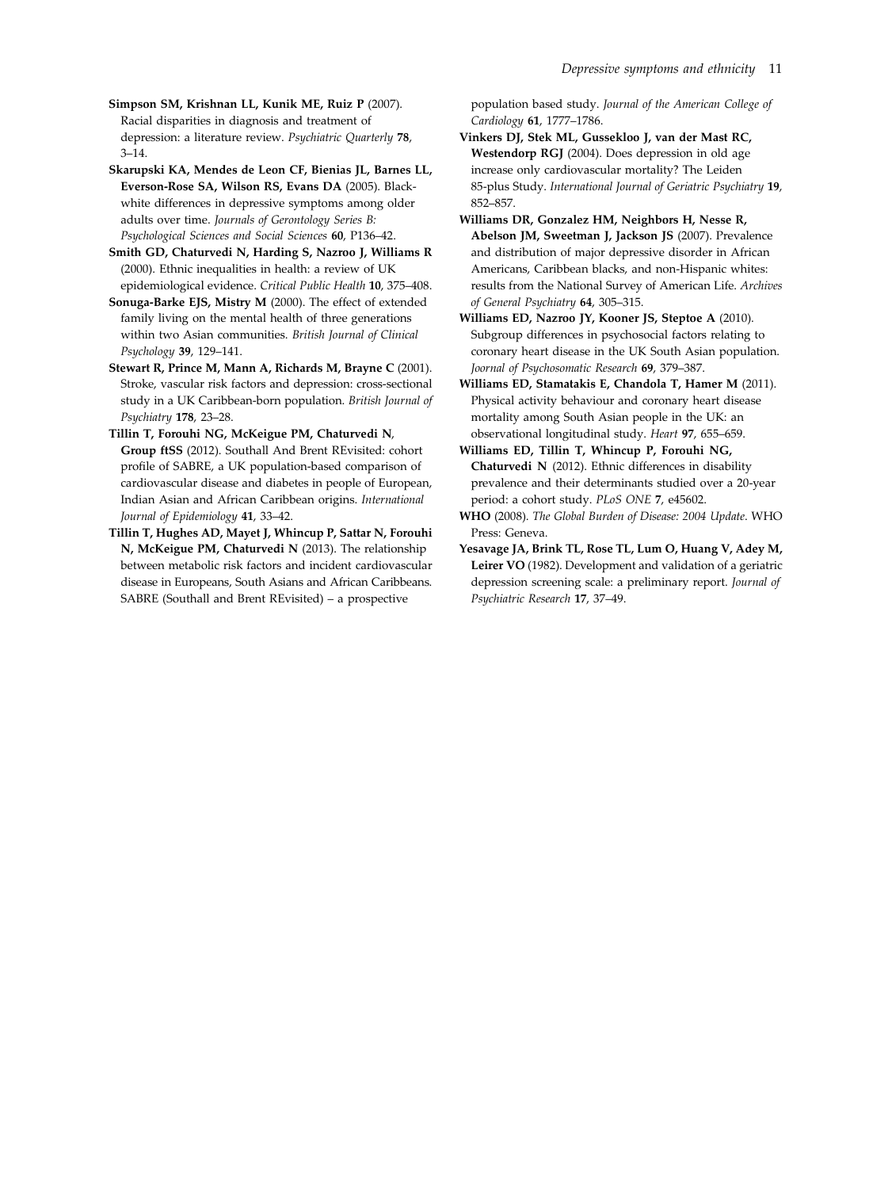**Simpson SM, Krishnan LL, Kunik ME, Ruiz P** (2007). Racial disparities in diagnosis and treatment of depression: a literature review. *Psychiatric Quarterly* **78**, 3–14.

**Skarupski KA, Mendes de Leon CF, Bienias JL, Barnes LL, Everson-Rose SA, Wilson RS, Evans DA** (2005). Black-white differences in depressive symptoms among older adults over time. *Journals of Gerontology Series B: Psychological Sciences and Social Sciences* **60**, P136–42.

**Smith GD, Chaturvedi N, Harding S, Nazroo J, Williams R** (2000). Ethnic inequalities in health: a review of UK epidemiological evidence. *Critical Public Health* **10**, 375–408.

**Sonuga-Barke EJS, Mistry M** (2000). The effect of extended family living on the mental health of three generations within two Asian communities. *British Journal of Clinical Psychology* **39**, 129–141.

**Stewart R, Prince M, Mann A, Richards M, Brayne C** (2001). Stroke, vascular risk factors and depression: cross-sectional study in a UK Caribbean-born population. *British Journal of Psychiatry* **178**, 23–28.

**Tillin T, Forouhi NG, McKeigue PM, Chaturvedi N, Group ftSS** (2012). Southall And Brent REvisited: cohort profile of SABRE, a UK population-based comparison of cardiovascular disease and diabetes in people of European, Indian Asian and African Caribbean origins. *International Journal of Epidemiology* **41**, 33–42.

**Tillin T, Hughes AD, Mayet J, Whincup P, Sattar N, Forouhi N, McKeigue PM, Chaturvedi N** (2013). The relationship between metabolic risk factors and incident cardiovascular disease in Europeans, South Asians and African Caribbeans. SABRE (Southall and Brent REvisited) – a prospective population based study. *Journal of the American College of Cardiology* **61**, 1777–1786.

**Vinkers DJ, Stek ML, Gussekloo J, van der Mast RC, Westendorp RGJ** (2004). Does depression in old age increase only cardiovascular mortality? The Leiden 85-plus Study. *International Journal of Geriatric Psychiatry* **19**, 852–857.

**Williams DR, Gonzalez HM, Neighbors H, Nesse R, Abelson JM, Sweetman J, Jackson JS** (2007). Prevalence and distribution of major depressive disorder in African Americans, Caribbean blacks, and non-Hispanic whites: results from the National Survey of American Life. *Archives of General Psychiatry* **64**, 305–315.

**Williams ED, Nazroo JY, Kooner JS, Steptoe A** (2010). Subgroup differences in psychosocial factors relating to coronary heart disease in the UK South Asian population. *Joornal of Psychosomatic Research* **69**, 379–387.

**Williams ED, Stamatakis E, Chandola T, Hamer M** (2011). Physical activity behaviour and coronary heart disease mortality among South Asian people in the UK: an observational longitudinal study. *Heart* **97**, 655–659.

**Williams ED, Tillin T, Whincup P, Forouhi NG, Chaturvedi N** (2012). Ethnic differences in disability prevalence and their determinants studied over a 20-year period: a cohort study. *PLoS ONE* **7**, e45602.

**WHO** (2008). *The Global Burden of Disease: 2004 Update*. WHO Press: Geneva.

**Yesavage JA, Brink TL, Rose TL, Lum O, Huang V, Adey M, Leirer VO** (1982). Development and validation of a geriatric depression screening scale: a preliminary report. *Journal of Psychiatric Research* **17**, 37–49.